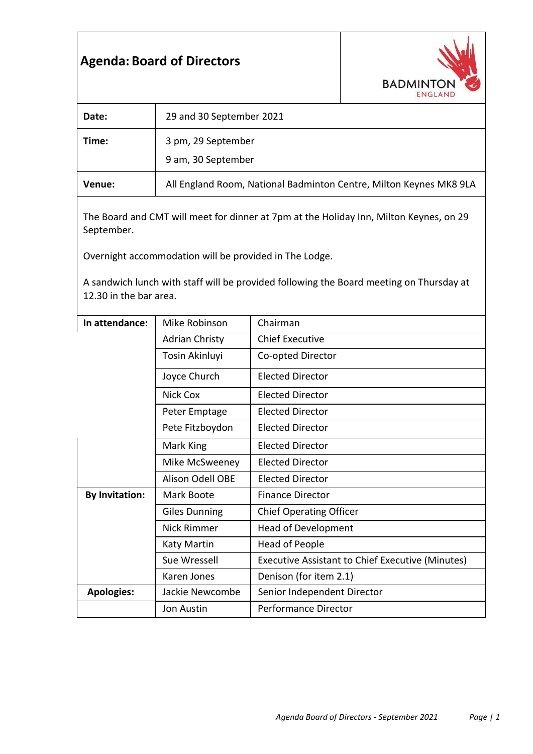# Agenda: Board of Directors

BADMINTON ENGLAND

| | |
|---|---|
| **Date:** | 29 and 30 September 2021 |
| **Time:** | 3 pm, 29 September<br>9 am, 30 September |
| **Venue:** | All England Room, National Badminton Centre, Milton Keynes MK8 9LA |

The Board and CMT will meet for dinner at 7pm at the Holiday Inn, Milton Keynes, on 29 September.

Overnight accommodation will be provided in The Lodge.

A sandwich lunch with staff will be provided following the Board meeting on Thursday at 12.30 in the bar area.

| | | |
|---|---|---|
| **In attendance:** | Mike Robinson | Chairman |
| | Adrian Christy | Chief Executive |
| | Tosin Akinluyi | Co-opted Director |
| | Joyce Church | Elected Director |
| | Nick Cox | Elected Director |
| | Peter Emptage | Elected Director |
| | Pete Fitzboydon | Elected Director |
| | Mark King | Elected Director |
| | Mike McSweeney | Elected Director |
| | Alison Odell OBE | Elected Director |
| **By Invitation:** | Mark Boote | Finance Director |
| | Giles Dunning | Chief Operating Officer |
| | Nick Rimmer | Head of Development |
| | Katy Martin | Head of People |
| | Sue Wressell | Executive Assistant to Chief Executive (Minutes) |
| | Karen Jones | Denison (for item 2.1) |
| **Apologies:** | Jackie Newcombe | Senior Independent Director |
| | Jon Austin | Performance Director |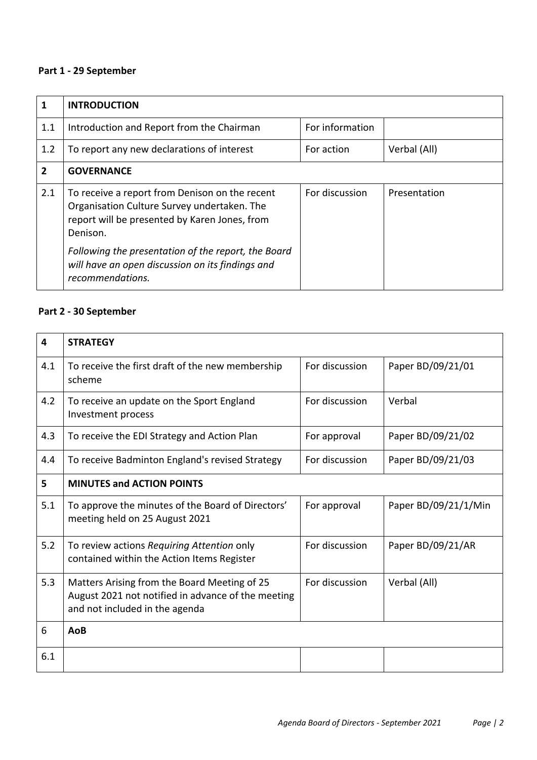**Part 1 - 29 September**

| **1** | **INTRODUCTION** | | |
|---|---|---|---|
| 1.1 | Introduction and Report from the Chairman | For information | |
| 1.2 | To report any new declarations of interest | For action | Verbal (All) |
| **2** | **GOVERNANCE** | | |
| 2.1 | To receive a report from Denison on the recent Organisation Culture Survey undertaken. The report will be presented by Karen Jones, from Denison.<br><br>*Following the presentation of the report, the Board will have an open discussion on its findings and recommendations.* | For discussion | Presentation |

**Part 2 - 30 September**

| **4** | **STRATEGY** | | |
|---|---|---|---|
| 4.1 | To receive the first draft of the new membership scheme | For discussion | Paper BD/09/21/01 |
| 4.2 | To receive an update on the Sport England Investment process | For discussion | Verbal |
| 4.3 | To receive the EDI Strategy and Action Plan | For approval | Paper BD/09/21/02 |
| 4.4 | To receive Badminton England's revised Strategy | For discussion | Paper BD/09/21/03 |
| **5** | **MINUTES and ACTION POINTS** | | |
| 5.1 | To approve the minutes of the Board of Directors' meeting held on 25 August 2021 | For approval | Paper BD/09/21/1/Min |
| 5.2 | To review actions *Requiring Attention* only contained within the Action Items Register | For discussion | Paper BD/09/21/AR |
| 5.3 | Matters Arising from the Board Meeting of 25 August 2021 not notified in advance of the meeting and not included in the agenda | For discussion | Verbal (All) |
| 6 | **AoB** | | |
| 6.1 | | | |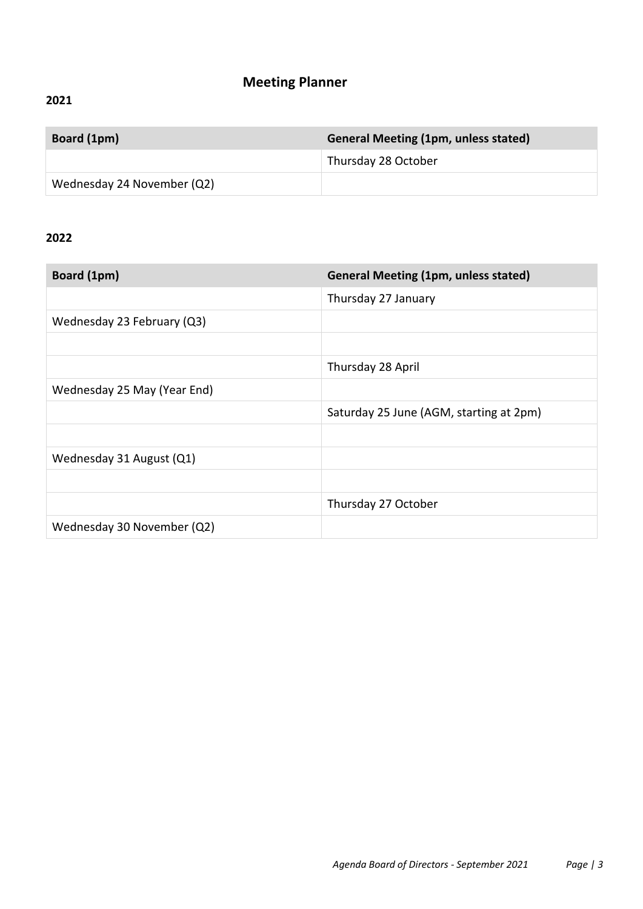# Meeting Planner

**2021**

| Board (1pm) | General Meeting (1pm, unless stated) |
|---|---|
| | Thursday 28 October |
| Wednesday 24 November (Q2) | |

**2022**

| Board (1pm) | General Meeting (1pm, unless stated) |
|---|---|
| | Thursday 27 January |
| Wednesday 23 February (Q3) | |
| | |
| | Thursday 28 April |
| Wednesday 25 May (Year End) | |
| | Saturday 25 June (AGM, starting at 2pm) |
| | |
| Wednesday 31 August (Q1) | |
| | |
| | Thursday 27 October |
| Wednesday 30 November (Q2) | |